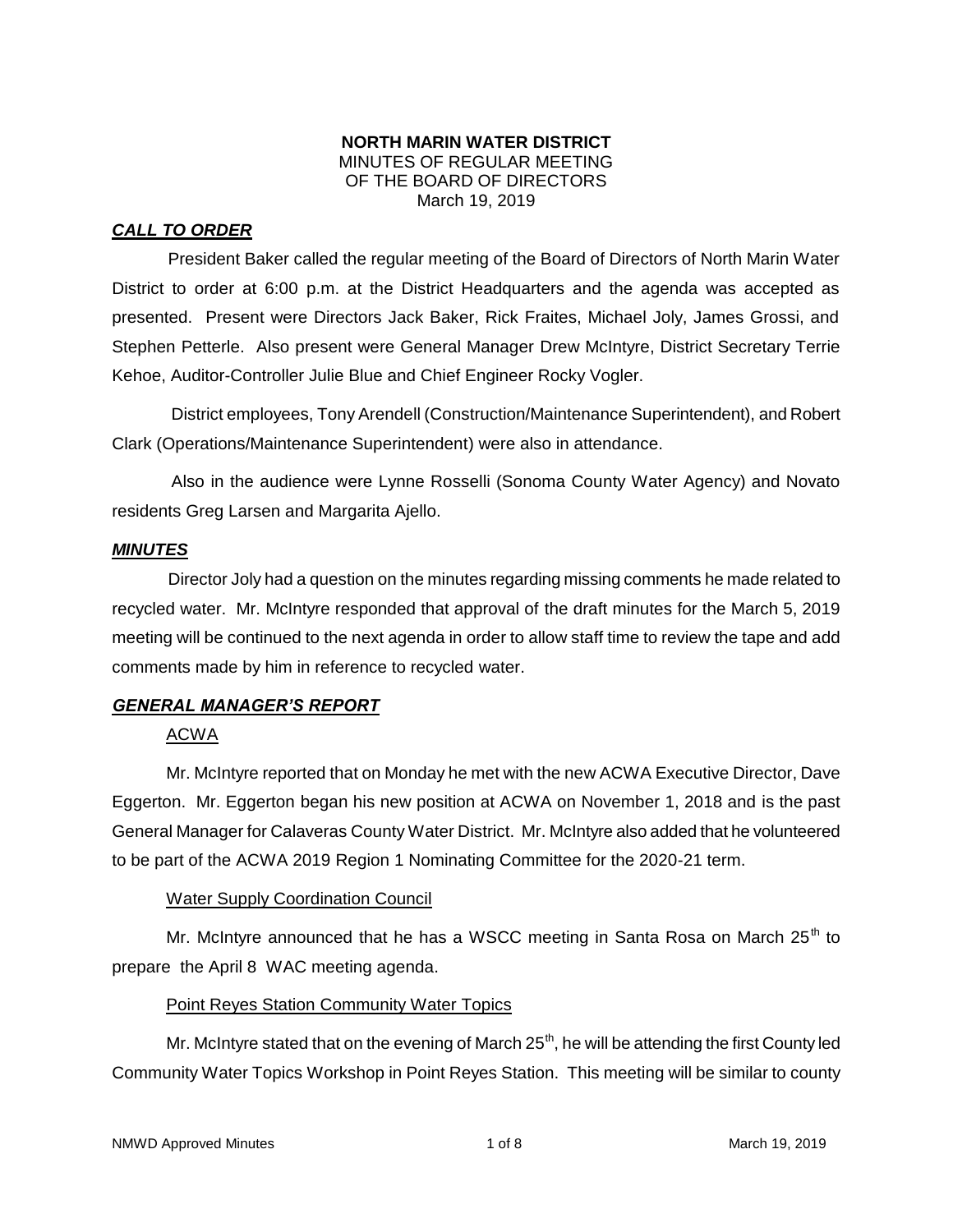**NORTH MARIN WATER DISTRICT**
MINUTES OF REGULAR MEETING
OF THE BOARD OF DIRECTORS
March 19, 2019

## ***CALL TO ORDER***

President Baker called the regular meeting of the Board of Directors of North Marin Water District to order at 6:00 p.m. at the District Headquarters and the agenda was accepted as presented. Present were Directors Jack Baker, Rick Fraites, Michael Joly, James Grossi, and Stephen Petterle. Also present were General Manager Drew McIntyre, District Secretary Terrie Kehoe, Auditor-Controller Julie Blue and Chief Engineer Rocky Vogler.

District employees, Tony Arendell (Construction/Maintenance Superintendent), and Robert Clark (Operations/Maintenance Superintendent) were also in attendance.

Also in the audience were Lynne Rosselli (Sonoma County Water Agency) and Novato residents Greg Larsen and Margarita Ajello.

## ***MINUTES***

Director Joly had a question on the minutes regarding missing comments he made related to recycled water. Mr. McIntyre responded that approval of the draft minutes for the March 5, 2019 meeting will be continued to the next agenda in order to allow staff time to review the tape and add comments made by him in reference to recycled water.

## ***GENERAL MANAGER'S REPORT***

### ACWA

Mr. McIntyre reported that on Monday he met with the new ACWA Executive Director, Dave Eggerton. Mr. Eggerton began his new position at ACWA on November 1, 2018 and is the past General Manager for Calaveras County Water District. Mr. McIntyre also added that he volunteered to be part of the ACWA 2019 Region 1 Nominating Committee for the 2020-21 term.

### Water Supply Coordination Council

Mr. McIntyre announced that he has a WSCC meeting in Santa Rosa on March 25th to prepare the April 8 WAC meeting agenda.

### Point Reyes Station Community Water Topics

Mr. McIntyre stated that on the evening of March 25th, he will be attending the first County led Community Water Topics Workshop in Point Reyes Station. This meeting will be similar to county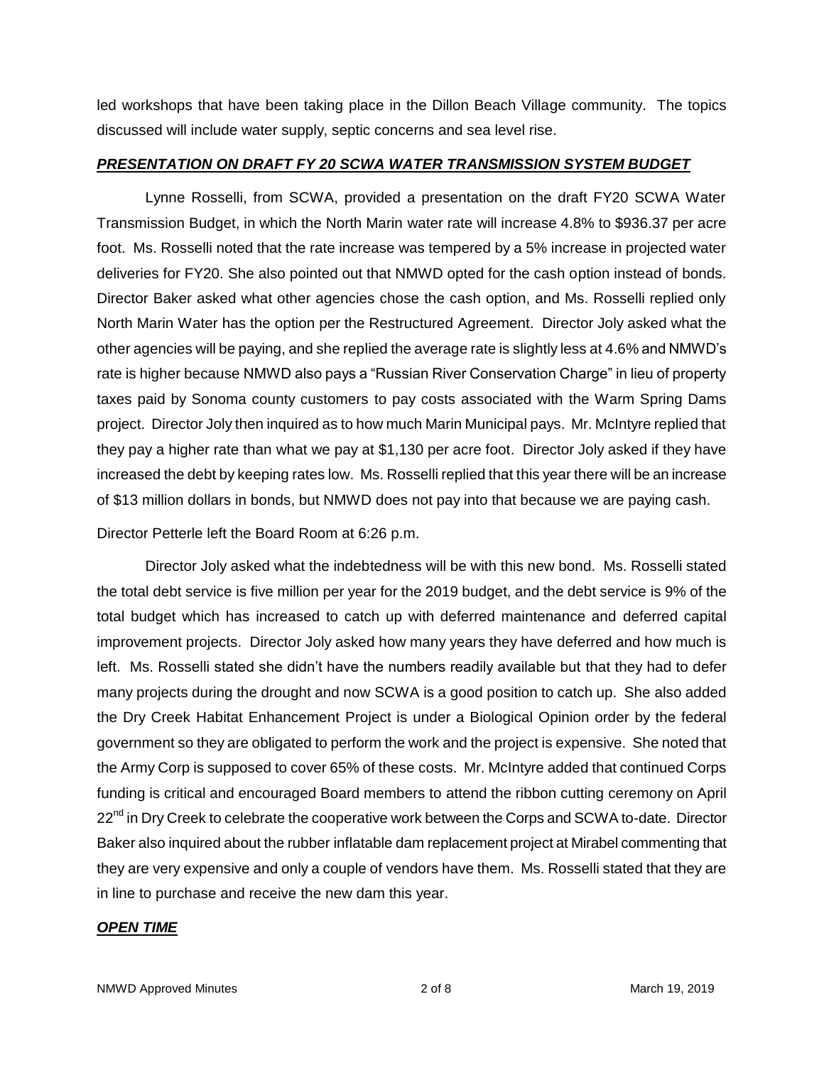led workshops that have been taking place in the Dillon Beach Village community. The topics discussed will include water supply, septic concerns and sea level rise.

***PRESENTATION ON DRAFT FY 20 SCWA WATER TRANSMISSION SYSTEM BUDGET***

Lynne Rosselli, from SCWA, provided a presentation on the draft FY20 SCWA Water Transmission Budget, in which the North Marin water rate will increase 4.8% to $936.37 per acre foot. Ms. Rosselli noted that the rate increase was tempered by a 5% increase in projected water deliveries for FY20. She also pointed out that NMWD opted for the cash option instead of bonds. Director Baker asked what other agencies chose the cash option, and Ms. Rosselli replied only North Marin Water has the option per the Restructured Agreement. Director Joly asked what the other agencies will be paying, and she replied the average rate is slightly less at 4.6% and NMWD's rate is higher because NMWD also pays a "Russian River Conservation Charge" in lieu of property taxes paid by Sonoma county customers to pay costs associated with the Warm Spring Dams project. Director Joly then inquired as to how much Marin Municipal pays. Mr. McIntyre replied that they pay a higher rate than what we pay at $1,130 per acre foot. Director Joly asked if they have increased the debt by keeping rates low. Ms. Rosselli replied that this year there will be an increase of $13 million dollars in bonds, but NMWD does not pay into that because we are paying cash.

Director Petterle left the Board Room at 6:26 p.m.

Director Joly asked what the indebtedness will be with this new bond. Ms. Rosselli stated the total debt service is five million per year for the 2019 budget, and the debt service is 9% of the total budget which has increased to catch up with deferred maintenance and deferred capital improvement projects. Director Joly asked how many years they have deferred and how much is left. Ms. Rosselli stated she didn't have the numbers readily available but that they had to defer many projects during the drought and now SCWA is a good position to catch up. She also added the Dry Creek Habitat Enhancement Project is under a Biological Opinion order by the federal government so they are obligated to perform the work and the project is expensive. She noted that the Army Corp is supposed to cover 65% of these costs. Mr. McIntyre added that continued Corps funding is critical and encouraged Board members to attend the ribbon cutting ceremony on April 22nd in Dry Creek to celebrate the cooperative work between the Corps and SCWA to-date. Director Baker also inquired about the rubber inflatable dam replacement project at Mirabel commenting that they are very expensive and only a couple of vendors have them. Ms. Rosselli stated that they are in line to purchase and receive the new dam this year.

***OPEN TIME***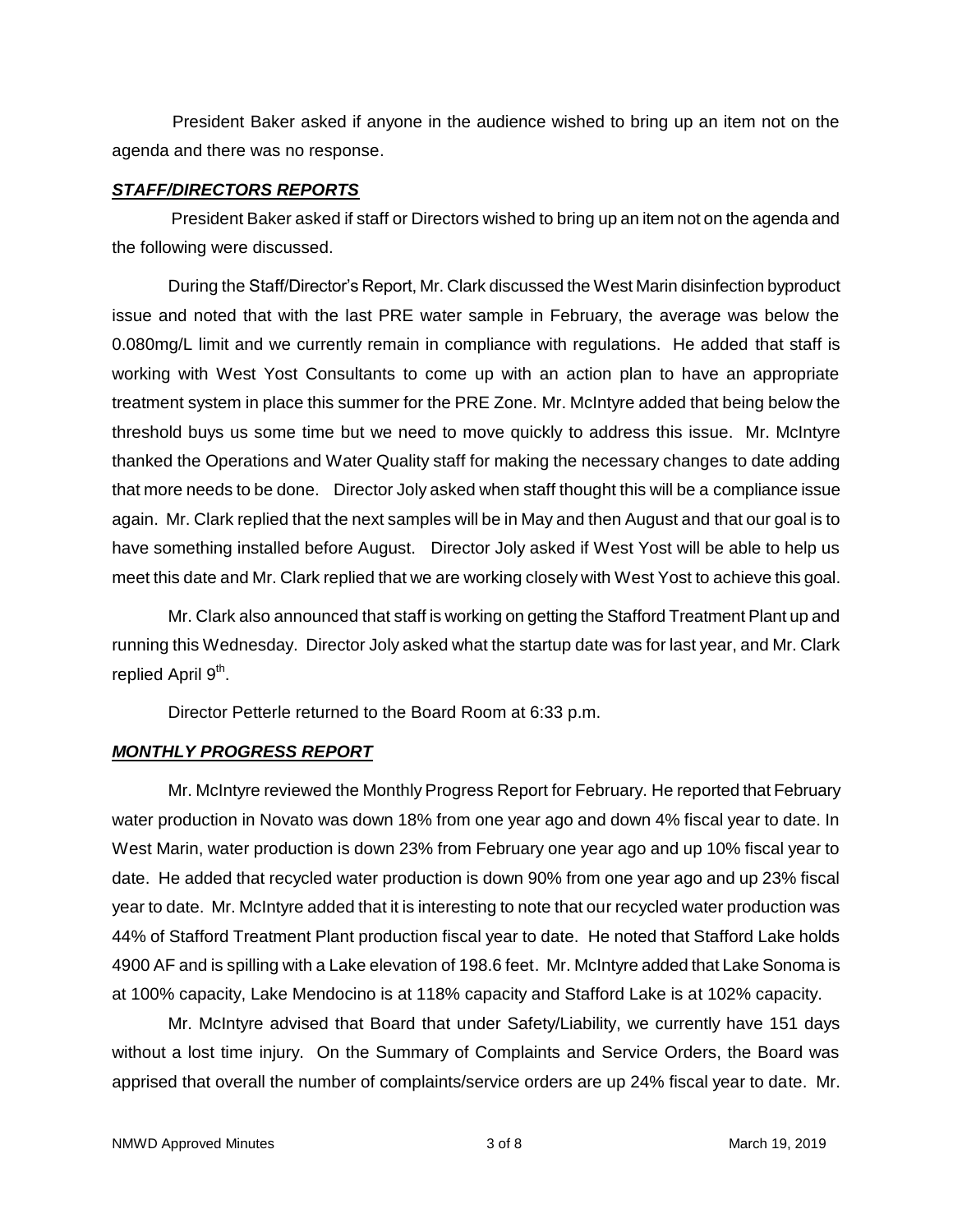President Baker asked if anyone in the audience wished to bring up an item not on the agenda and there was no response.

***STAFF/DIRECTORS REPORTS***

President Baker asked if staff or Directors wished to bring up an item not on the agenda and the following were discussed.

During the Staff/Director's Report, Mr. Clark discussed the West Marin disinfection byproduct issue and noted that with the last PRE water sample in February, the average was below the 0.080mg/L limit and we currently remain in compliance with regulations. He added that staff is working with West Yost Consultants to come up with an action plan to have an appropriate treatment system in place this summer for the PRE Zone. Mr. McIntyre added that being below the threshold buys us some time but we need to move quickly to address this issue. Mr. McIntyre thanked the Operations and Water Quality staff for making the necessary changes to date adding that more needs to be done. Director Joly asked when staff thought this will be a compliance issue again. Mr. Clark replied that the next samples will be in May and then August and that our goal is to have something installed before August. Director Joly asked if West Yost will be able to help us meet this date and Mr. Clark replied that we are working closely with West Yost to achieve this goal.

Mr. Clark also announced that staff is working on getting the Stafford Treatment Plant up and running this Wednesday. Director Joly asked what the startup date was for last year, and Mr. Clark replied April 9th.

Director Petterle returned to the Board Room at 6:33 p.m.

***MONTHLY PROGRESS REPORT***

Mr. McIntyre reviewed the Monthly Progress Report for February. He reported that February water production in Novato was down 18% from one year ago and down 4% fiscal year to date. In West Marin, water production is down 23% from February one year ago and up 10% fiscal year to date. He added that recycled water production is down 90% from one year ago and up 23% fiscal year to date. Mr. McIntyre added that it is interesting to note that our recycled water production was 44% of Stafford Treatment Plant production fiscal year to date. He noted that Stafford Lake holds 4900 AF and is spilling with a Lake elevation of 198.6 feet. Mr. McIntyre added that Lake Sonoma is at 100% capacity, Lake Mendocino is at 118% capacity and Stafford Lake is at 102% capacity.

Mr. McIntyre advised that Board that under Safety/Liability, we currently have 151 days without a lost time injury. On the Summary of Complaints and Service Orders, the Board was apprised that overall the number of complaints/service orders are up 24% fiscal year to date. Mr.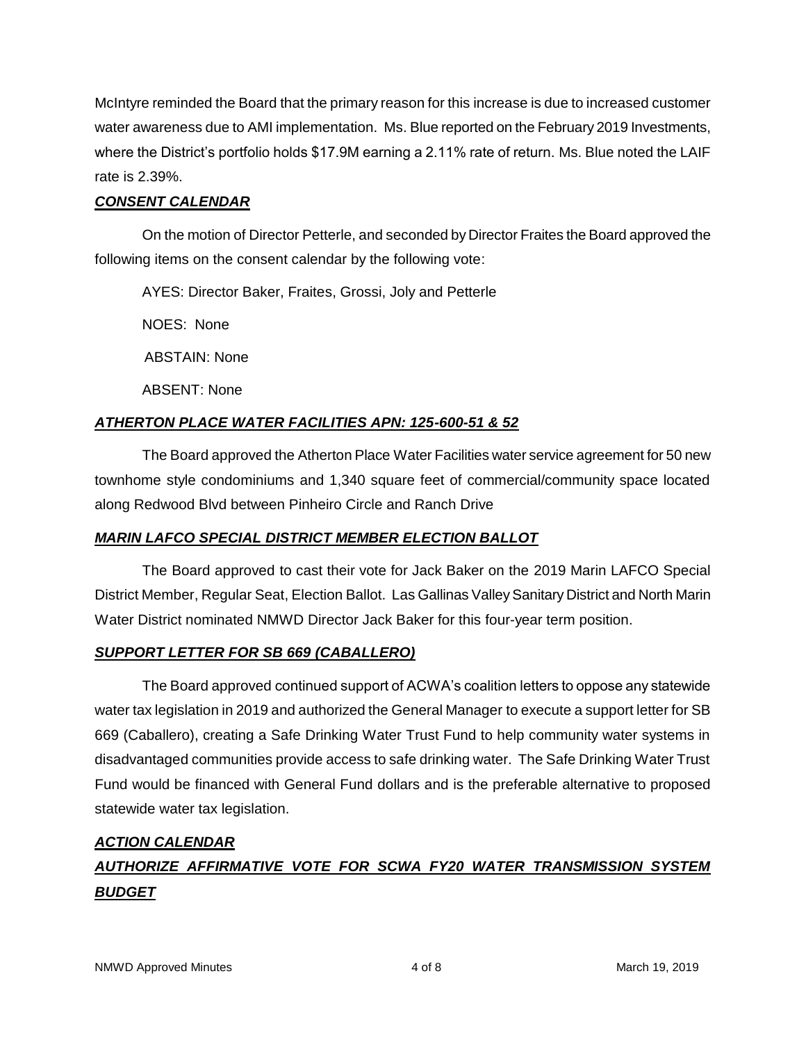McIntyre reminded the Board that the primary reason for this increase is due to increased customer water awareness due to AMI implementation. Ms. Blue reported on the February 2019 Investments, where the District's portfolio holds $17.9M earning a 2.11% rate of return. Ms. Blue noted the LAIF rate is 2.39%.

***CONSENT CALENDAR***

On the motion of Director Petterle, and seconded by Director Fraites the Board approved the following items on the consent calendar by the following vote:

AYES: Director Baker, Fraites, Grossi, Joly and Petterle

NOES: None

ABSTAIN: None

ABSENT: None

***ATHERTON PLACE WATER FACILITIES APN: 125-600-51 & 52***

The Board approved the Atherton Place Water Facilities water service agreement for 50 new townhome style condominiums and 1,340 square feet of commercial/community space located along Redwood Blvd between Pinheiro Circle and Ranch Drive

***MARIN LAFCO SPECIAL DISTRICT MEMBER ELECTION BALLOT***

The Board approved to cast their vote for Jack Baker on the 2019 Marin LAFCO Special District Member, Regular Seat, Election Ballot. Las Gallinas Valley Sanitary District and North Marin Water District nominated NMWD Director Jack Baker for this four-year term position.

***SUPPORT LETTER FOR SB 669 (CABALLERO)***

The Board approved continued support of ACWA's coalition letters to oppose any statewide water tax legislation in 2019 and authorized the General Manager to execute a support letter for SB 669 (Caballero), creating a Safe Drinking Water Trust Fund to help community water systems in disadvantaged communities provide access to safe drinking water. The Safe Drinking Water Trust Fund would be financed with General Fund dollars and is the preferable alternative to proposed statewide water tax legislation.

***ACTION CALENDAR***

***AUTHORIZE AFFIRMATIVE VOTE FOR SCWA FY20 WATER TRANSMISSION SYSTEM BUDGET***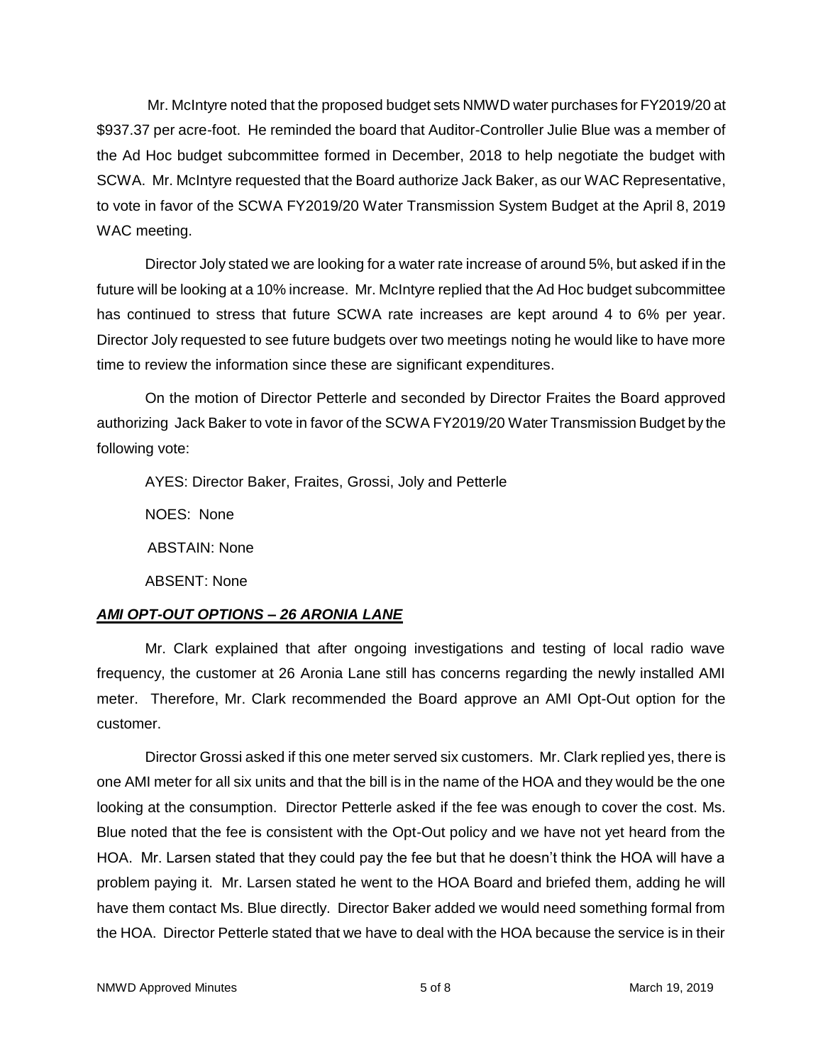Mr. McIntyre noted that the proposed budget sets NMWD water purchases for FY2019/20 at $937.37 per acre-foot. He reminded the board that Auditor-Controller Julie Blue was a member of the Ad Hoc budget subcommittee formed in December, 2018 to help negotiate the budget with SCWA. Mr. McIntyre requested that the Board authorize Jack Baker, as our WAC Representative, to vote in favor of the SCWA FY2019/20 Water Transmission System Budget at the April 8, 2019 WAC meeting.

Director Joly stated we are looking for a water rate increase of around 5%, but asked if in the future will be looking at a 10% increase. Mr. McIntyre replied that the Ad Hoc budget subcommittee has continued to stress that future SCWA rate increases are kept around 4 to 6% per year. Director Joly requested to see future budgets over two meetings noting he would like to have more time to review the information since these are significant expenditures.

On the motion of Director Petterle and seconded by Director Fraites the Board approved authorizing Jack Baker to vote in favor of the SCWA FY2019/20 Water Transmission Budget by the following vote:

AYES: Director Baker, Fraites, Grossi, Joly and Petterle

NOES: None

ABSTAIN: None

ABSENT: None

## ***AMI OPT-OUT OPTIONS – 26 ARONIA LANE***

Mr. Clark explained that after ongoing investigations and testing of local radio wave frequency, the customer at 26 Aronia Lane still has concerns regarding the newly installed AMI meter. Therefore, Mr. Clark recommended the Board approve an AMI Opt-Out option for the customer.

Director Grossi asked if this one meter served six customers. Mr. Clark replied yes, there is one AMI meter for all six units and that the bill is in the name of the HOA and they would be the one looking at the consumption. Director Petterle asked if the fee was enough to cover the cost. Ms. Blue noted that the fee is consistent with the Opt-Out policy and we have not yet heard from the HOA. Mr. Larsen stated that they could pay the fee but that he doesn't think the HOA will have a problem paying it. Mr. Larsen stated he went to the HOA Board and briefed them, adding he will have them contact Ms. Blue directly. Director Baker added we would need something formal from the HOA. Director Petterle stated that we have to deal with the HOA because the service is in their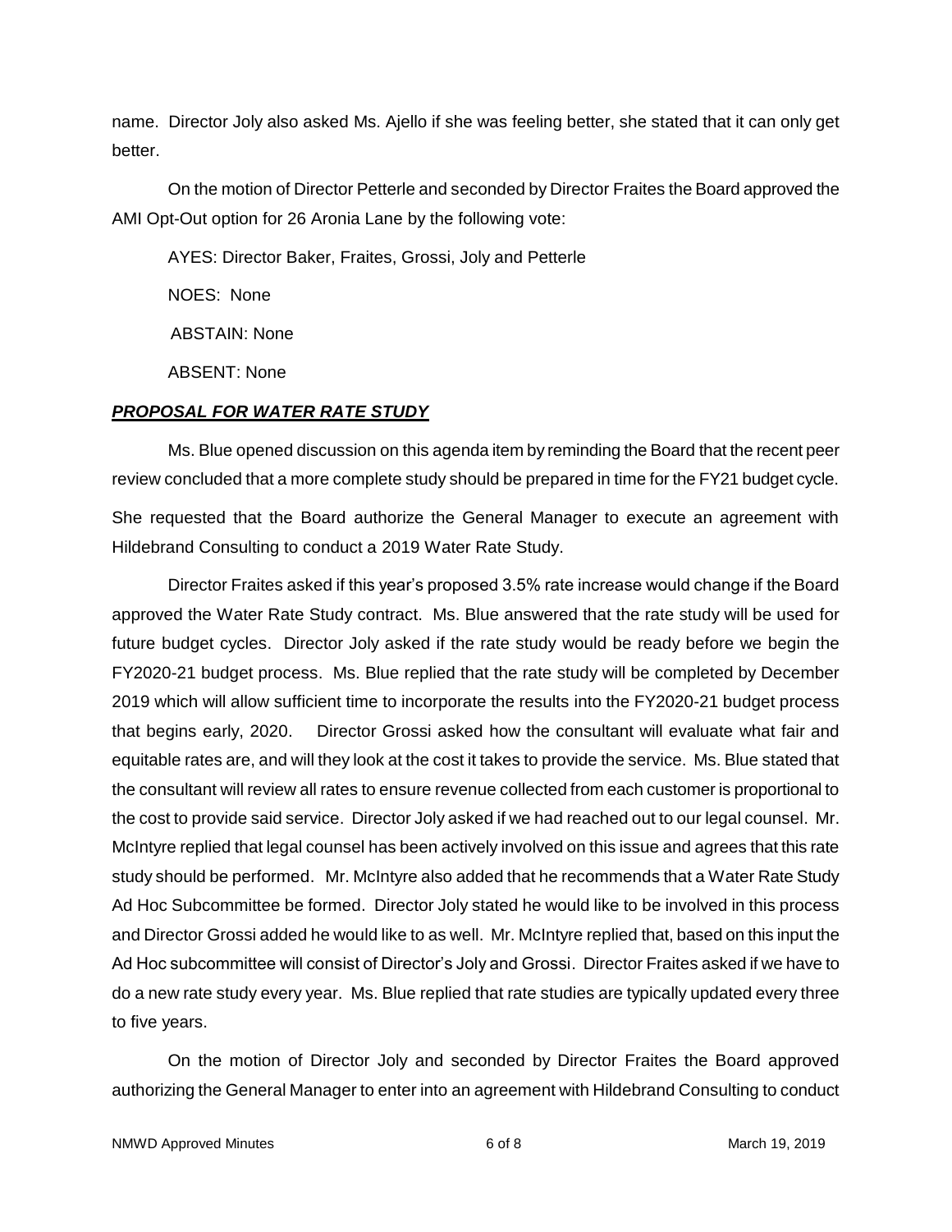name. Director Joly also asked Ms. Ajello if she was feeling better, she stated that it can only get better.

On the motion of Director Petterle and seconded by Director Fraites the Board approved the AMI Opt-Out option for 26 Aronia Lane by the following vote:

AYES: Director Baker, Fraites, Grossi, Joly and Petterle

NOES: None

ABSTAIN: None

ABSENT: None

***PROPOSAL FOR WATER RATE STUDY***

Ms. Blue opened discussion on this agenda item by reminding the Board that the recent peer review concluded that a more complete study should be prepared in time for the FY21 budget cycle. She requested that the Board authorize the General Manager to execute an agreement with Hildebrand Consulting to conduct a 2019 Water Rate Study.

Director Fraites asked if this year's proposed 3.5% rate increase would change if the Board approved the Water Rate Study contract. Ms. Blue answered that the rate study will be used for future budget cycles. Director Joly asked if the rate study would be ready before we begin the FY2020-21 budget process. Ms. Blue replied that the rate study will be completed by December 2019 which will allow sufficient time to incorporate the results into the FY2020-21 budget process that begins early, 2020. Director Grossi asked how the consultant will evaluate what fair and equitable rates are, and will they look at the cost it takes to provide the service. Ms. Blue stated that the consultant will review all rates to ensure revenue collected from each customer is proportional to the cost to provide said service. Director Joly asked if we had reached out to our legal counsel. Mr. McIntyre replied that legal counsel has been actively involved on this issue and agrees that this rate study should be performed. Mr. McIntyre also added that he recommends that a Water Rate Study Ad Hoc Subcommittee be formed. Director Joly stated he would like to be involved in this process and Director Grossi added he would like to as well. Mr. McIntyre replied that, based on this input the Ad Hoc subcommittee will consist of Director's Joly and Grossi. Director Fraites asked if we have to do a new rate study every year. Ms. Blue replied that rate studies are typically updated every three to five years.

On the motion of Director Joly and seconded by Director Fraites the Board approved authorizing the General Manager to enter into an agreement with Hildebrand Consulting to conduct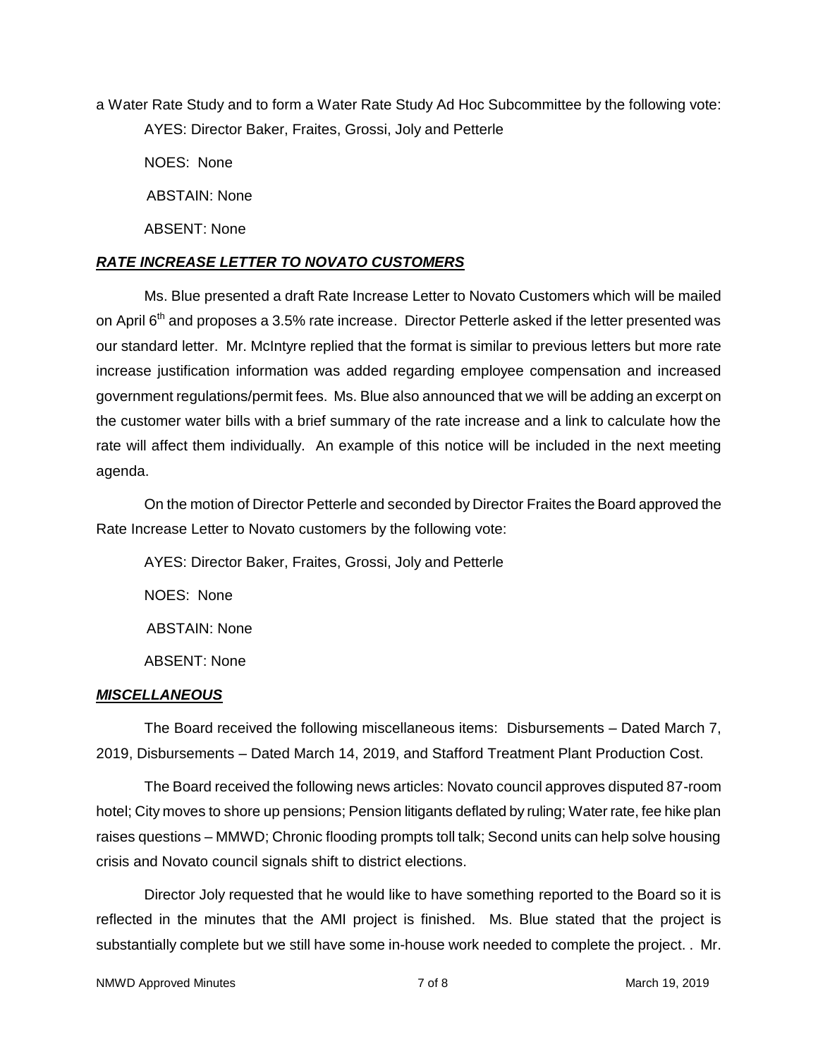a Water Rate Study and to form a Water Rate Study Ad Hoc Subcommittee by the following vote:

AYES: Director Baker, Fraites, Grossi, Joly and Petterle

NOES: None

ABSTAIN: None

ABSENT: None

***RATE INCREASE LETTER TO NOVATO CUSTOMERS***

Ms. Blue presented a draft Rate Increase Letter to Novato Customers which will be mailed on April 6th and proposes a 3.5% rate increase. Director Petterle asked if the letter presented was our standard letter. Mr. McIntyre replied that the format is similar to previous letters but more rate increase justification information was added regarding employee compensation and increased government regulations/permit fees. Ms. Blue also announced that we will be adding an excerpt on the customer water bills with a brief summary of the rate increase and a link to calculate how the rate will affect them individually. An example of this notice will be included in the next meeting agenda.

On the motion of Director Petterle and seconded by Director Fraites the Board approved the Rate Increase Letter to Novato customers by the following vote:

AYES: Director Baker, Fraites, Grossi, Joly and Petterle

NOES: None

ABSTAIN: None

ABSENT: None

***MISCELLANEOUS***

The Board received the following miscellaneous items: Disbursements – Dated March 7, 2019, Disbursements – Dated March 14, 2019, and Stafford Treatment Plant Production Cost.

The Board received the following news articles: Novato council approves disputed 87-room hotel; City moves to shore up pensions; Pension litigants deflated by ruling; Water rate, fee hike plan raises questions – MMWD; Chronic flooding prompts toll talk; Second units can help solve housing crisis and Novato council signals shift to district elections.

Director Joly requested that he would like to have something reported to the Board so it is reflected in the minutes that the AMI project is finished. Ms. Blue stated that the project is substantially complete but we still have some in-house work needed to complete the project. . Mr.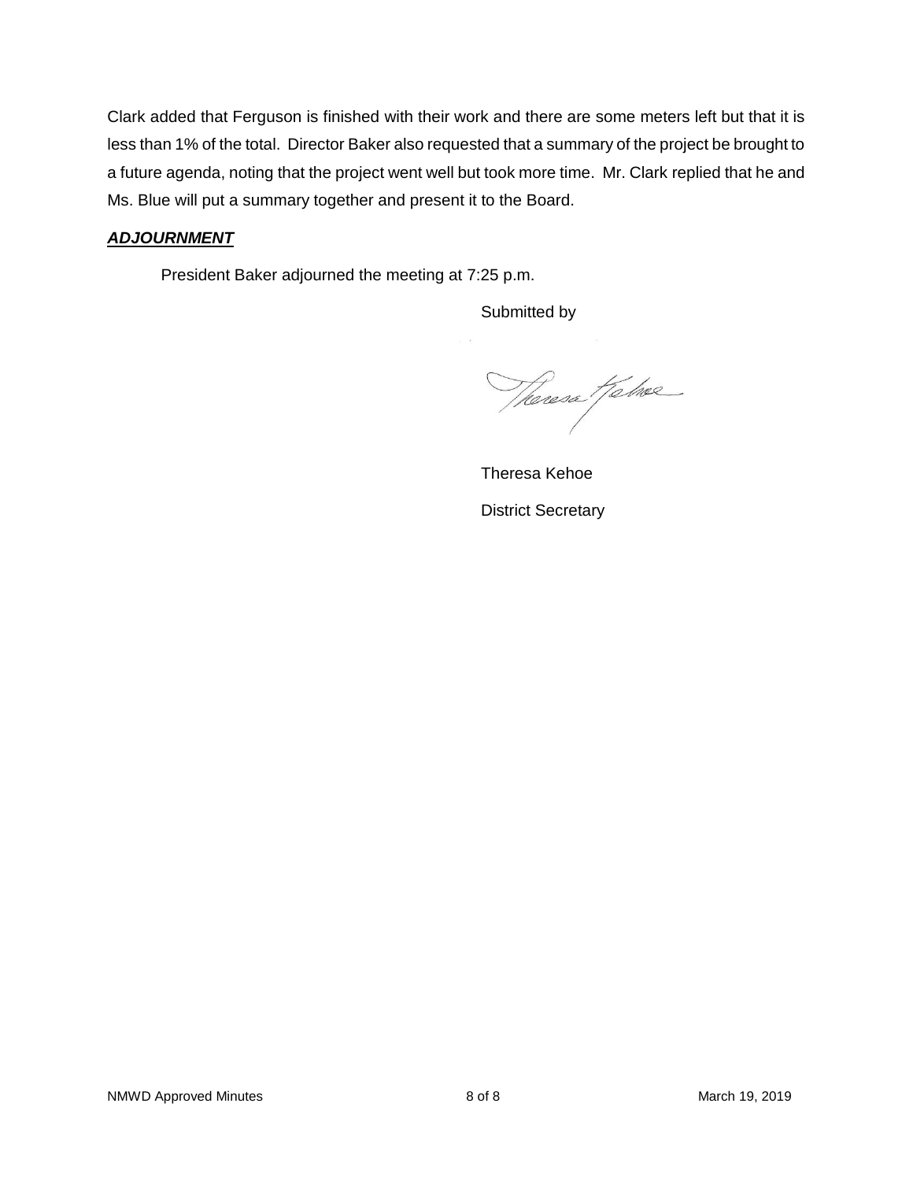Clark added that Ferguson is finished with their work and there are some meters left but that it is less than 1% of the total. Director Baker also requested that a summary of the project be brought to a future agenda, noting that the project went well but took more time. Mr. Clark replied that he and Ms. Blue will put a summary together and present it to the Board.

***ADJOURNMENT***

President Baker adjourned the meeting at 7:25 p.m.

Submitted by

Theresa Kehoe

District Secretary